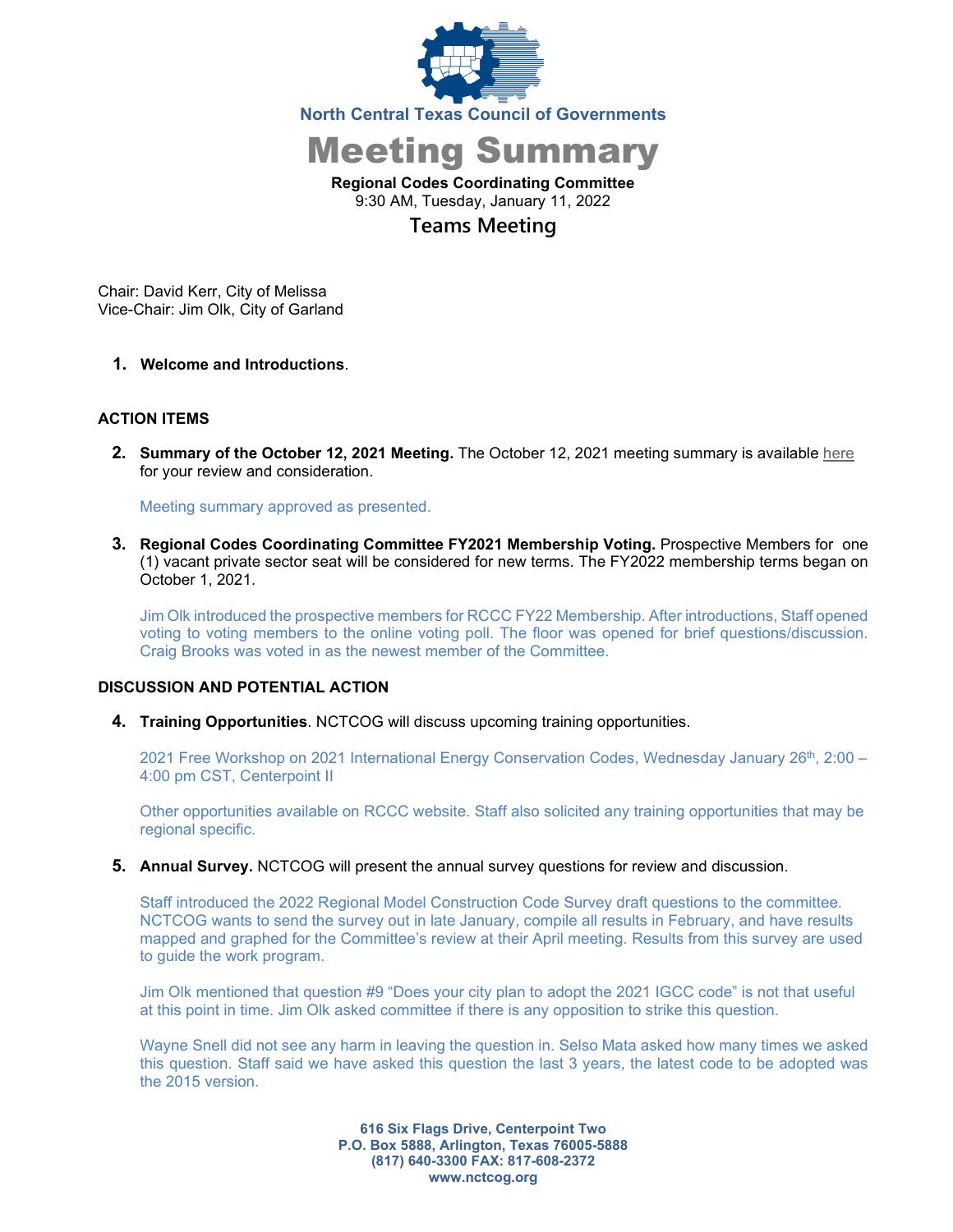North Central Texas Council of Governments

# Meeting Summary

**Regional Codes Coordinating Committee**
9:30 AM, Tuesday, January 11, 2022

## Teams Meeting

Chair: David Kerr, City of Melissa
Vice-Chair: Jim Olk, City of Garland

1. **Welcome and Introductions**.

**ACTION ITEMS**

2. **Summary of the October 12, 2021 Meeting.** The October 12, 2021 meeting summary is available here for your review and consideration.

   Meeting summary approved as presented.

3. **Regional Codes Coordinating Committee FY2021 Membership Voting.** Prospective Members for one (1) vacant private sector seat will be considered for new terms. The FY2022 membership terms began on October 1, 2021.

   Jim Olk introduced the prospective members for RCCC FY22 Membership. After introductions, Staff opened voting to voting members to the online voting poll. The floor was opened for brief questions/discussion. Craig Brooks was voted in as the newest member of the Committee.

**DISCUSSION AND POTENTIAL ACTION**

4. **Training Opportunities**. NCTCOG will discuss upcoming training opportunities.

   2021 Free Workshop on 2021 International Energy Conservation Codes, Wednesday January 26th, 2:00 – 4:00 pm CST, Centerpoint II

   Other opportunities available on RCCC website. Staff also solicited any training opportunities that may be regional specific.

5. **Annual Survey.** NCTCOG will present the annual survey questions for review and discussion.

   Staff introduced the 2022 Regional Model Construction Code Survey draft questions to the committee. NCTCOG wants to send the survey out in late January, compile all results in February, and have results mapped and graphed for the Committee's review at their April meeting. Results from this survey are used to guide the work program.

   Jim Olk mentioned that question #9 "Does your city plan to adopt the 2021 IGCC code" is not that useful at this point in time. Jim Olk asked committee if there is any opposition to strike this question.

   Wayne Snell did not see any harm in leaving the question in. Selso Mata asked how many times we asked this question. Staff said we have asked this question the last 3 years, the latest code to be adopted was the 2015 version.

616 Six Flags Drive, Centerpoint Two
P.O. Box 5888, Arlington, Texas 76005-5888
(817) 640-3300 FAX: 817-608-2372
www.nctcog.org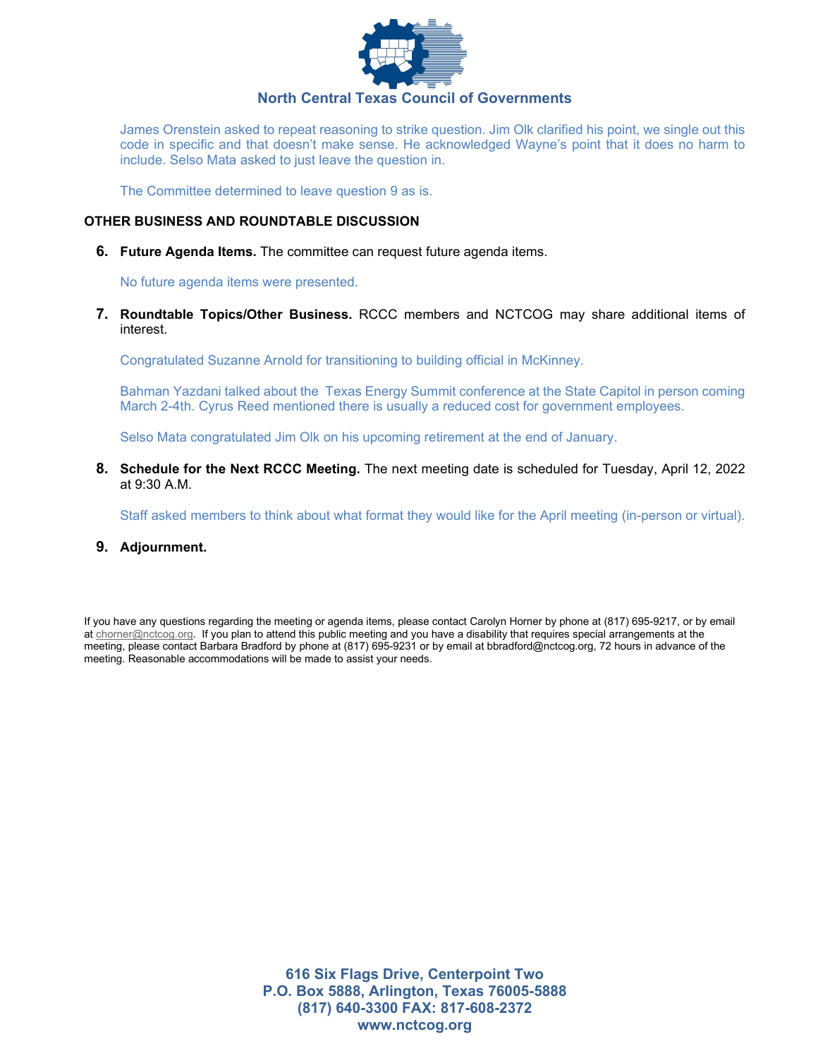James Orenstein asked to repeat reasoning to strike question. Jim Olk clarified his point, we single out this code in specific and that doesn't make sense. He acknowledged Wayne's point that it does no harm to include. Selso Mata asked to just leave the question in.

The Committee determined to leave question 9 as is.

**OTHER BUSINESS AND ROUNDTABLE DISCUSSION**

6. **Future Agenda Items.** The committee can request future agenda items.

   No future agenda items were presented.

7. **Roundtable Topics/Other Business.** RCCC members and NCTCOG may share additional items of interest.

   Congratulated Suzanne Arnold for transitioning to building official in McKinney.

   Bahman Yazdani talked about the Texas Energy Summit conference at the State Capitol in person coming March 2-4th. Cyrus Reed mentioned there is usually a reduced cost for government employees.

   Selso Mata congratulated Jim Olk on his upcoming retirement at the end of January.

8. **Schedule for the Next RCCC Meeting.** The next meeting date is scheduled for Tuesday, April 12, 2022 at 9:30 A.M.

   Staff asked members to think about what format they would like for the April meeting (in-person or virtual).

9. **Adjournment.**

If you have any questions regarding the meeting or agenda items, please contact Carolyn Horner by phone at (817) 695-9217, or by email at chorner@nctcog.org. If you plan to attend this public meeting and you have a disability that requires special arrangements at the meeting, please contact Barbara Bradford by phone at (817) 695-9231 or by email at bbradford@nctcog.org, 72 hours in advance of the meeting. Reasonable accommodations will be made to assist your needs.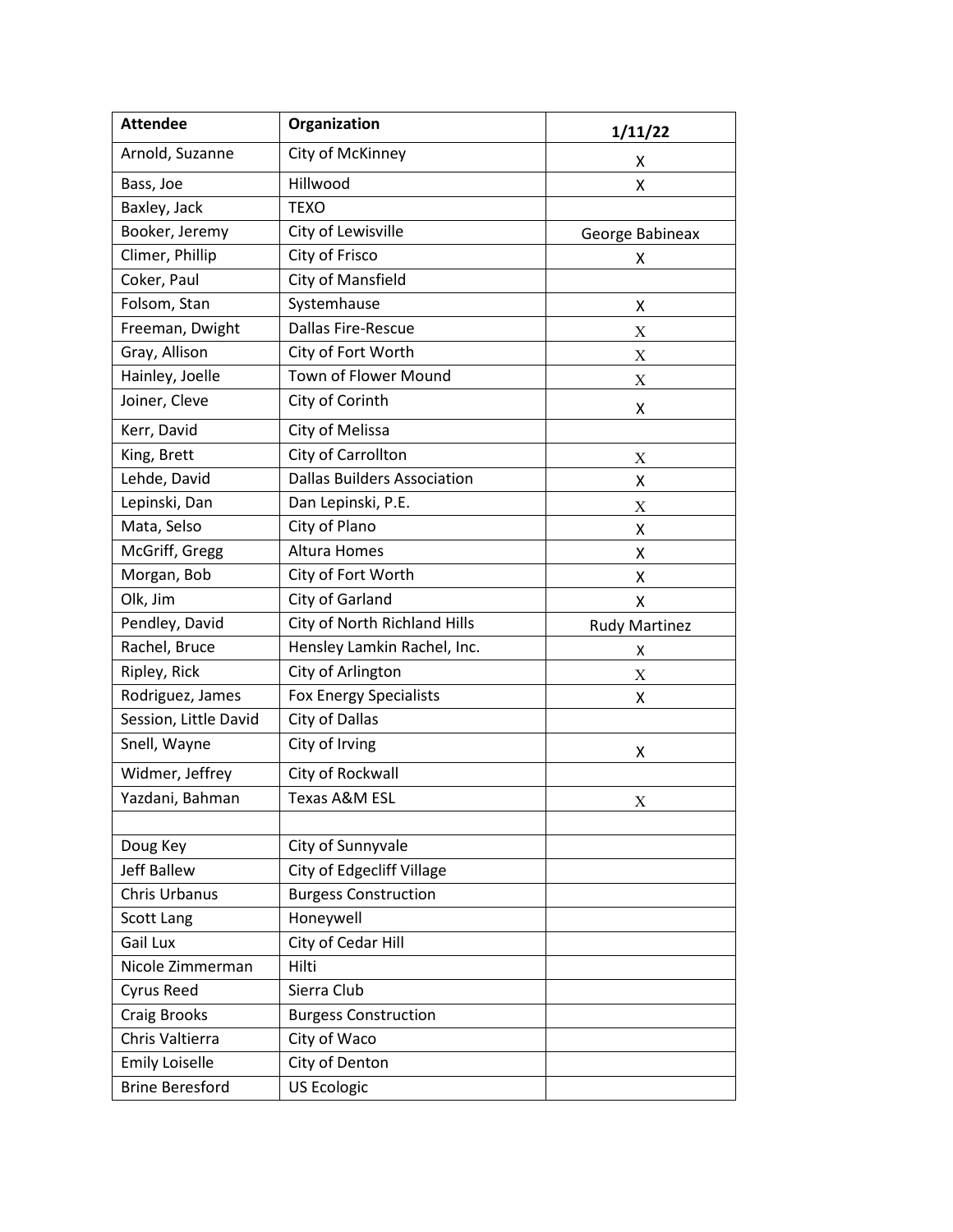| Attendee | Organization | 1/11/22 |
| --- | --- | --- |
| Arnold, Suzanne | City of McKinney | X |
| Bass, Joe | Hillwood | X |
| Baxley, Jack | TEXO | |
| Booker, Jeremy | City of Lewisville | George Babineax |
| Climer, Phillip | City of Frisco | X |
| Coker, Paul | City of Mansfield | |
| Folsom, Stan | Systemhause | X |
| Freeman, Dwight | Dallas Fire-Rescue | X |
| Gray, Allison | City of Fort Worth | X |
| Hainley, Joelle | Town of Flower Mound | X |
| Joiner, Cleve | City of Corinth | X |
| Kerr, David | City of Melissa | |
| King, Brett | City of Carrollton | X |
| Lehde, David | Dallas Builders Association | X |
| Lepinski, Dan | Dan Lepinski, P.E. | X |
| Mata, Selso | City of Plano | X |
| McGriff, Gregg | Altura Homes | X |
| Morgan, Bob | City of Fort Worth | X |
| Olk, Jim | City of Garland | X |
| Pendley, David | City of North Richland Hills | Rudy Martinez |
| Rachel, Bruce | Hensley Lamkin Rachel, Inc. | X |
| Ripley, Rick | City of Arlington | X |
| Rodriguez, James | Fox Energy Specialists | X |
| Session, Little David | City of Dallas | |
| Snell, Wayne | City of Irving | X |
| Widmer, Jeffrey | City of Rockwall | |
| Yazdani, Bahman | Texas A&M ESL | X |
| | | |
| Doug Key | City of Sunnyvale | |
| Jeff Ballew | City of Edgecliff Village | |
| Chris Urbanus | Burgess Construction | |
| Scott Lang | Honeywell | |
| Gail Lux | City of Cedar Hill | |
| Nicole Zimmerman | Hilti | |
| Cyrus Reed | Sierra Club | |
| Craig Brooks | Burgess Construction | |
| Chris Valtierra | City of Waco | |
| Emily Loiselle | City of Denton | |
| Brine Beresford | US Ecologic | |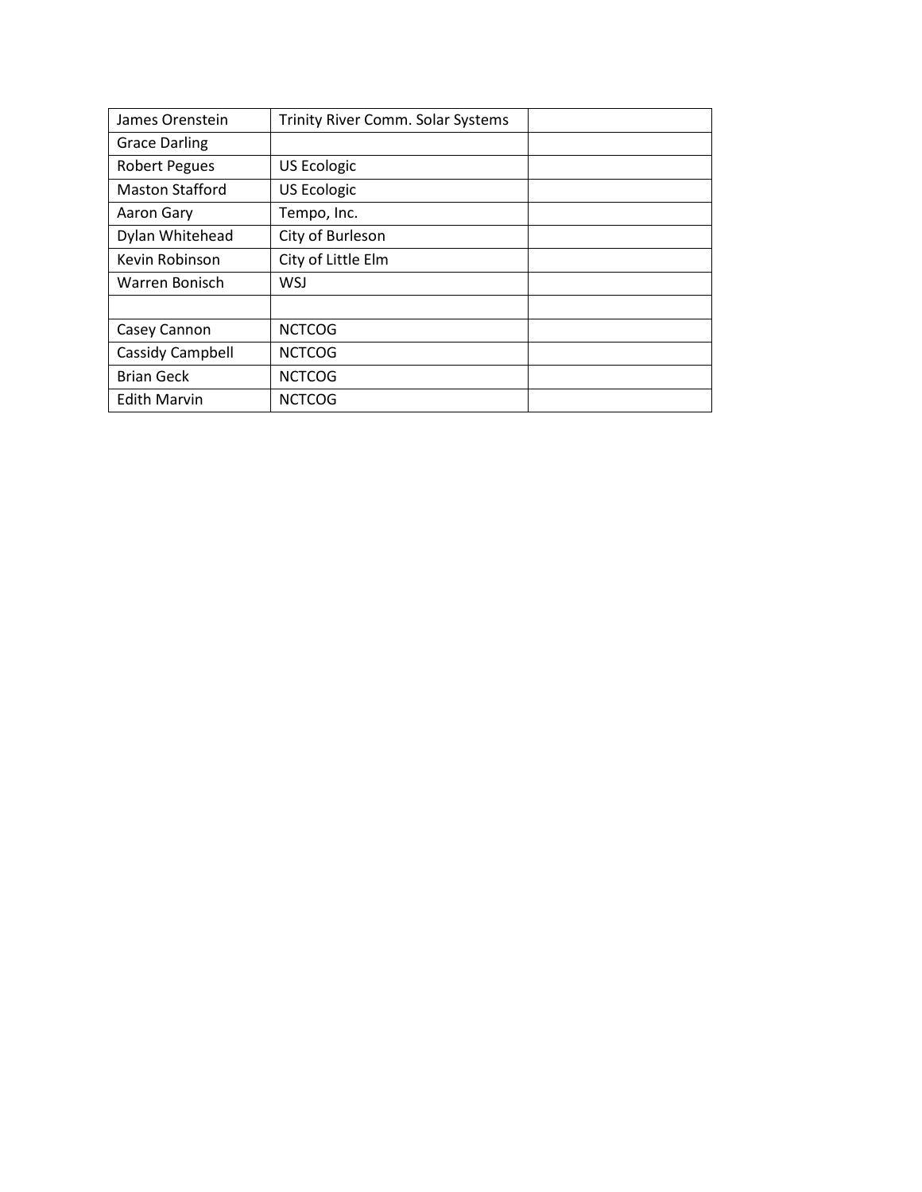| | | |
|---|---|---|
| James Orenstein | Trinity River Comm. Solar Systems | |
| Grace Darling | | |
| Robert Pegues | US Ecologic | |
| Maston Stafford | US Ecologic | |
| Aaron Gary | Tempo, Inc. | |
| Dylan Whitehead | City of Burleson | |
| Kevin Robinson | City of Little Elm | |
| Warren Bonisch | WSJ | |
| | | |
| Casey Cannon | NCTCOG | |
| Cassidy Campbell | NCTCOG | |
| Brian Geck | NCTCOG | |
| Edith Marvin | NCTCOG | |